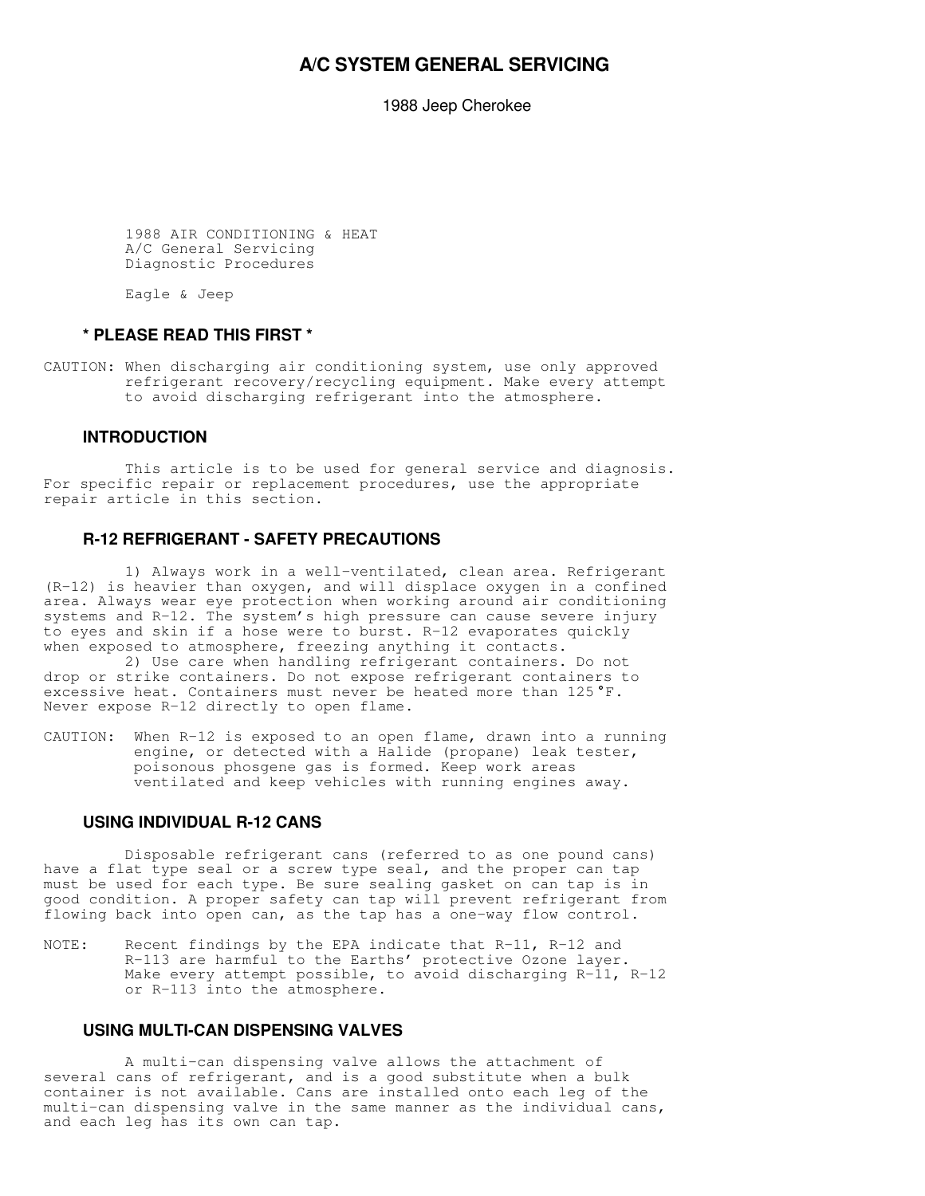# A/C SYSTEM GENERAL SERVICING

1988 Jeep Cherokee

1988 AIR CONDITIONING & HEAT
A/C General Servicing
Diagnostic Procedures

Eagle & Jeep

## * PLEASE READ THIS FIRST *

CAUTION: When discharging air conditioning system, use only approved refrigerant recovery/recycling equipment. Make every attempt to avoid discharging refrigerant into the atmosphere.

## INTRODUCTION

This article is to be used for general service and diagnosis. For specific repair or replacement procedures, use the appropriate repair article in this section.

## R-12 REFRIGERANT - SAFETY PRECAUTIONS

1) Always work in a well-ventilated, clean area. Refrigerant (R-12) is heavier than oxygen, and will displace oxygen in a confined area. Always wear eye protection when working around air conditioning systems and R-12. The system's high pressure can cause severe injury to eyes and skin if a hose were to burst. R-12 evaporates quickly when exposed to atmosphere, freezing anything it contacts.

2) Use care when handling refrigerant containers. Do not drop or strike containers. Do not expose refrigerant containers to excessive heat. Containers must never be heated more than 125°F. Never expose R-12 directly to open flame.

CAUTION: When R-12 is exposed to an open flame, drawn into a running engine, or detected with a Halide (propane) leak tester, poisonous phosgene gas is formed. Keep work areas ventilated and keep vehicles with running engines away.

## USING INDIVIDUAL R-12 CANS

Disposable refrigerant cans (referred to as one pound cans) have a flat type seal or a screw type seal, and the proper can tap must be used for each type. Be sure sealing gasket on can tap is in good condition. A proper safety can tap will prevent refrigerant from flowing back into open can, as the tap has a one-way flow control.

NOTE: Recent findings by the EPA indicate that R-11, R-12 and R-113 are harmful to the Earths' protective Ozone layer. Make every attempt possible, to avoid discharging R-11, R-12 or R-113 into the atmosphere.

## USING MULTI-CAN DISPENSING VALVES

A multi-can dispensing valve allows the attachment of several cans of refrigerant, and is a good substitute when a bulk container is not available. Cans are installed onto each leg of the multi-can dispensing valve in the same manner as the individual cans, and each leg has its own can tap.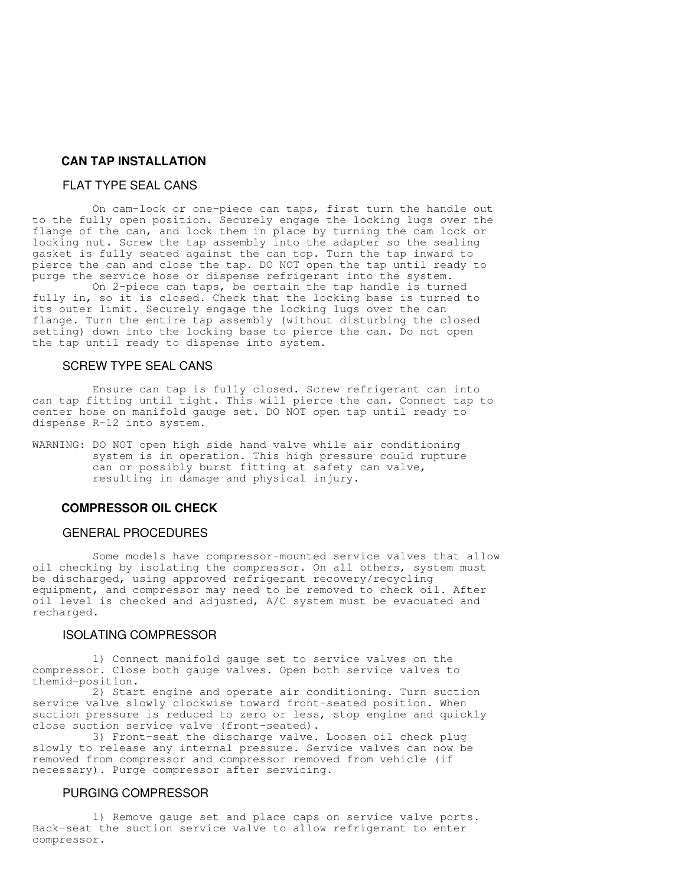### CAN TAP INSTALLATION

#### FLAT TYPE SEAL CANS

On cam-lock or one-piece can taps, first turn the handle out to the fully open position. Securely engage the locking lugs over the flange of the can, and lock them in place by turning the cam lock or locking nut. Screw the tap assembly into the adapter so the sealing gasket is fully seated against the can top. Turn the tap inward to pierce the can and close the tap. DO NOT open the tap until ready to purge the service hose or dispense refrigerant into the system.

On 2-piece can taps, be certain the tap handle is turned fully in, so it is closed. Check that the locking base is turned to its outer limit. Securely engage the locking lugs over the can flange. Turn the entire tap assembly (without disturbing the closed setting) down into the locking base to pierce the can. Do not open the tap until ready to dispense into system.

#### SCREW TYPE SEAL CANS

Ensure can tap is fully closed. Screw refrigerant can into can tap fitting until tight. This will pierce the can. Connect tap to center hose on manifold gauge set. DO NOT open tap until ready to dispense R-12 into system.

WARNING: DO NOT open high side hand valve while air conditioning system is in operation. This high pressure could rupture can or possibly burst fitting at safety can valve, resulting in damage and physical injury.

### COMPRESSOR OIL CHECK

#### GENERAL PROCEDURES

Some models have compressor-mounted service valves that allow oil checking by isolating the compressor. On all others, system must be discharged, using approved refrigerant recovery/recycling equipment, and compressor may need to be removed to check oil. After oil level is checked and adjusted, A/C system must be evacuated and recharged.

#### ISOLATING COMPRESSOR

1) Connect manifold gauge set to service valves on the compressor. Close both gauge valves. Open both service valves to themid-position.

2) Start engine and operate air conditioning. Turn suction service valve slowly clockwise toward front-seated position. When suction pressure is reduced to zero or less, stop engine and quickly close suction service valve (front-seated).

3) Front-seat the discharge valve. Loosen oil check plug slowly to release any internal pressure. Service valves can now be removed from compressor and compressor removed from vehicle (if necessary). Purge compressor after servicing.

#### PURGING COMPRESSOR

1) Remove gauge set and place caps on service valve ports. Back-seat the suction service valve to allow refrigerant to enter compressor.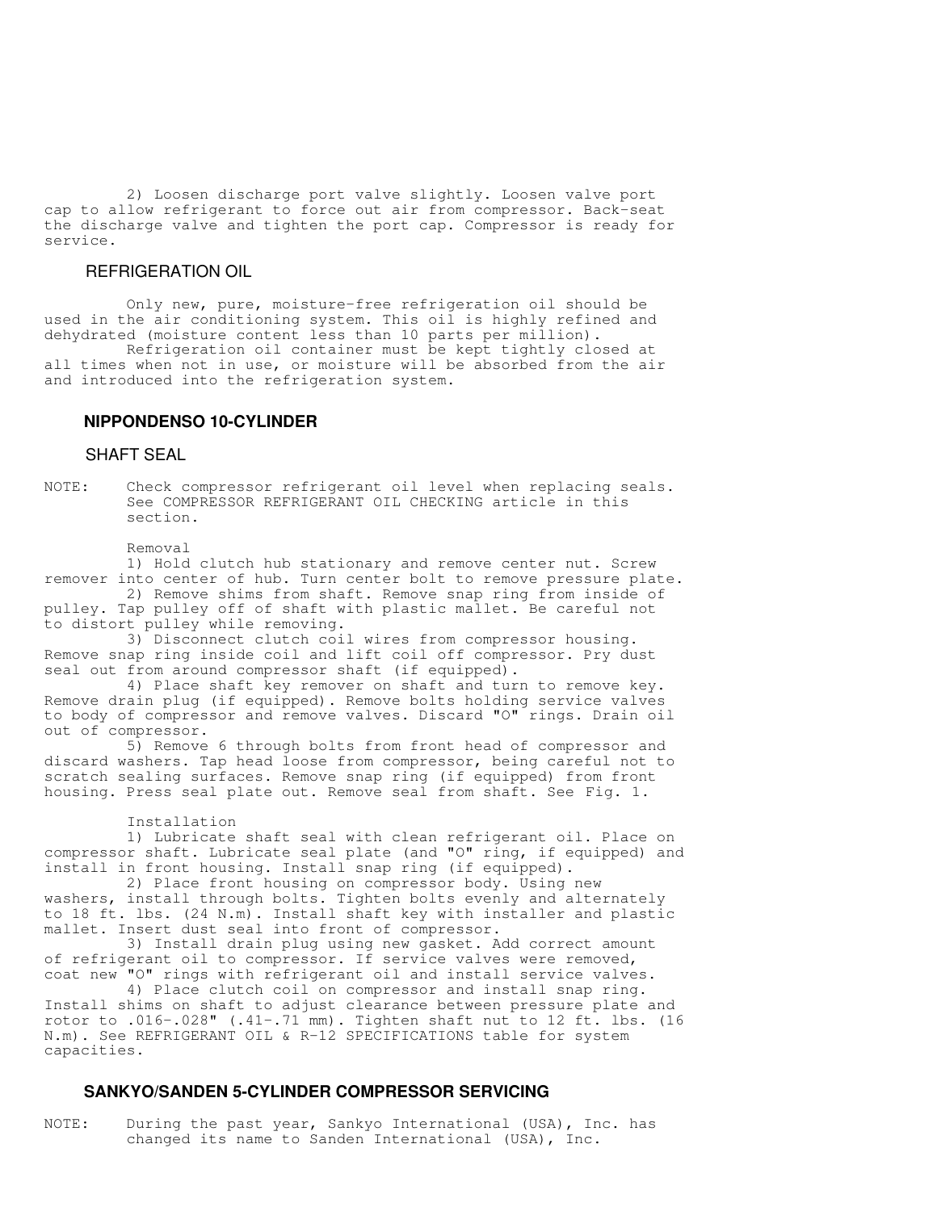2) Loosen discharge port valve slightly. Loosen valve port cap to allow refrigerant to force out air from compressor. Back-seat the discharge valve and tighten the port cap. Compressor is ready for service.

### REFRIGERATION OIL

Only new, pure, moisture-free refrigeration oil should be used in the air conditioning system. This oil is highly refined and dehydrated (moisture content less than 10 parts per million).

Refrigeration oil container must be kept tightly closed at all times when not in use, or moisture will be absorbed from the air and introduced into the refrigeration system.

## NIPPONDENSO 10-CYLINDER

### SHAFT SEAL

NOTE: Check compressor refrigerant oil level when replacing seals. See COMPRESSOR REFRIGERANT OIL CHECKING article in this section.

Removal

1) Hold clutch hub stationary and remove center nut. Screw remover into center of hub. Turn center bolt to remove pressure plate.

2) Remove shims from shaft. Remove snap ring from inside of pulley. Tap pulley off of shaft with plastic mallet. Be careful not to distort pulley while removing.

3) Disconnect clutch coil wires from compressor housing. Remove snap ring inside coil and lift coil off compressor. Pry dust seal out from around compressor shaft (if equipped).

4) Place shaft key remover on shaft and turn to remove key. Remove drain plug (if equipped). Remove bolts holding service valves to body of compressor and remove valves. Discard "O" rings. Drain oil out of compressor.

5) Remove 6 through bolts from front head of compressor and discard washers. Tap head loose from compressor, being careful not to scratch sealing surfaces. Remove snap ring (if equipped) from front housing. Press seal plate out. Remove seal from shaft. See Fig. 1.

Installation

1) Lubricate shaft seal with clean refrigerant oil. Place on compressor shaft. Lubricate seal plate (and "O" ring, if equipped) and install in front housing. Install snap ring (if equipped).

2) Place front housing on compressor body. Using new washers, install through bolts. Tighten bolts evenly and alternately to 18 ft. lbs. (24 N.m). Install shaft key with installer and plastic mallet. Insert dust seal into front of compressor.

3) Install drain plug using new gasket. Add correct amount of refrigerant oil to compressor. If service valves were removed, coat new "O" rings with refrigerant oil and install service valves.

4) Place clutch coil on compressor and install snap ring. Install shims on shaft to adjust clearance between pressure plate and rotor to .016-.028" (.41-.71 mm). Tighten shaft nut to 12 ft. lbs. (16 N.m). See REFRIGERANT OIL & R-12 SPECIFICATIONS table for system capacities.

## SANKYO/SANDEN 5-CYLINDER COMPRESSOR SERVICING

NOTE: During the past year, Sankyo International (USA), Inc. has changed its name to Sanden International (USA), Inc.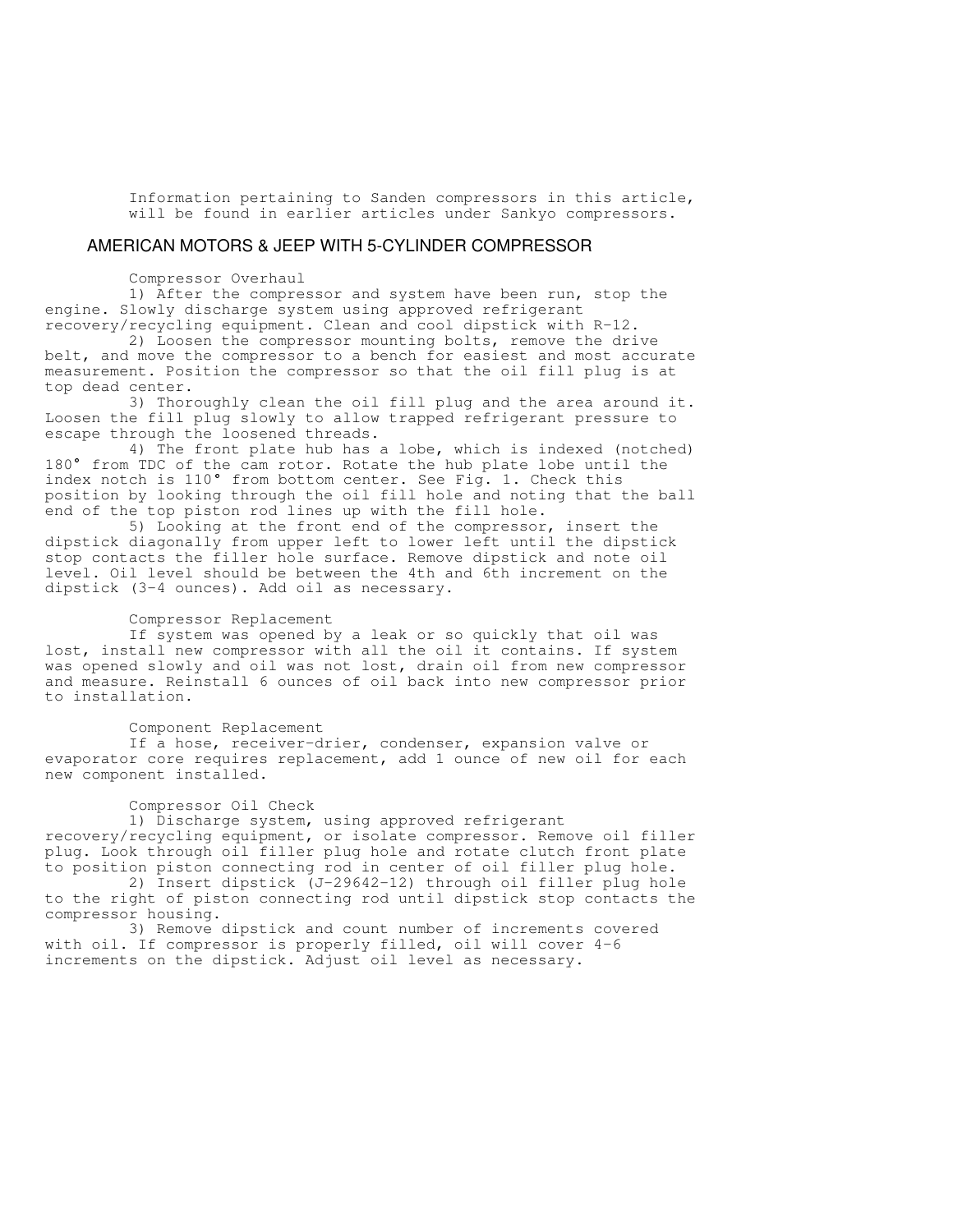Information pertaining to Sanden compressors in this article, will be found in earlier articles under Sankyo compressors.

## AMERICAN MOTORS & JEEP WITH 5-CYLINDER COMPRESSOR

### Compressor Overhaul

1) After the compressor and system have been run, stop the engine. Slowly discharge system using approved refrigerant recovery/recycling equipment. Clean and cool dipstick with R-12.

2) Loosen the compressor mounting bolts, remove the drive belt, and move the compressor to a bench for easiest and most accurate measurement. Position the compressor so that the oil fill plug is at top dead center.

3) Thoroughly clean the oil fill plug and the area around it. Loosen the fill plug slowly to allow trapped refrigerant pressure to escape through the loosened threads.

4) The front plate hub has a lobe, which is indexed (notched) 180° from TDC of the cam rotor. Rotate the hub plate lobe until the index notch is 110° from bottom center. See Fig. 1. Check this position by looking through the oil fill hole and noting that the ball end of the top piston rod lines up with the fill hole.

5) Looking at the front end of the compressor, insert the dipstick diagonally from upper left to lower left until the dipstick stop contacts the filler hole surface. Remove dipstick and note oil level. Oil level should be between the 4th and 6th increment on the dipstick (3-4 ounces). Add oil as necessary.

### Compressor Replacement

If system was opened by a leak or so quickly that oil was lost, install new compressor with all the oil it contains. If system was opened slowly and oil was not lost, drain oil from new compressor and measure. Reinstall 6 ounces of oil back into new compressor prior to installation.

### Component Replacement

If a hose, receiver-drier, condenser, expansion valve or evaporator core requires replacement, add 1 ounce of new oil for each new component installed.

### Compressor Oil Check

1) Discharge system, using approved refrigerant recovery/recycling equipment, or isolate compressor. Remove oil filler plug. Look through oil filler plug hole and rotate clutch front plate to position piston connecting rod in center of oil filler plug hole.

2) Insert dipstick (J-29642-12) through oil filler plug hole to the right of piston connecting rod until dipstick stop contacts the compressor housing.

3) Remove dipstick and count number of increments covered with oil. If compressor is properly filled, oil will cover 4-6 increments on the dipstick. Adjust oil level as necessary.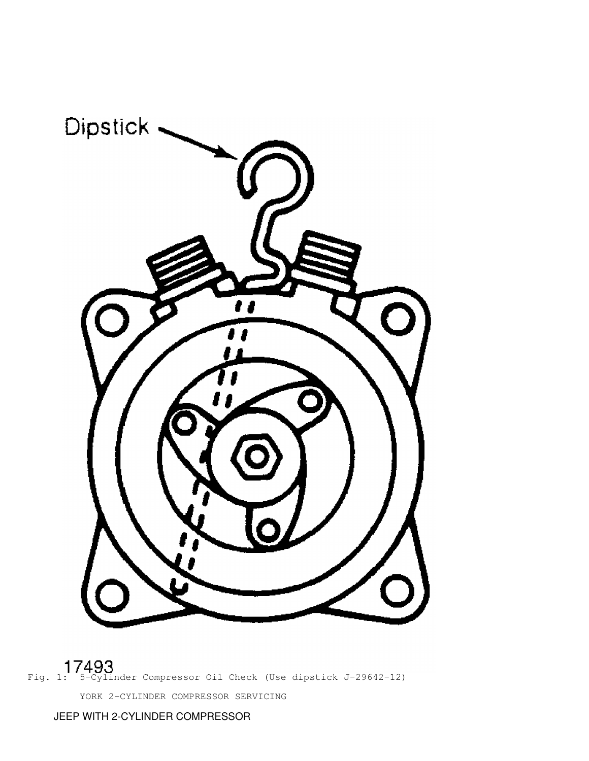Fig. 1: 5-Cylinder Compressor Oil Check (Use dipstick J-29642-12)

YORK 2-CYLINDER COMPRESSOR SERVICING

JEEP WITH 2-CYLINDER COMPRESSOR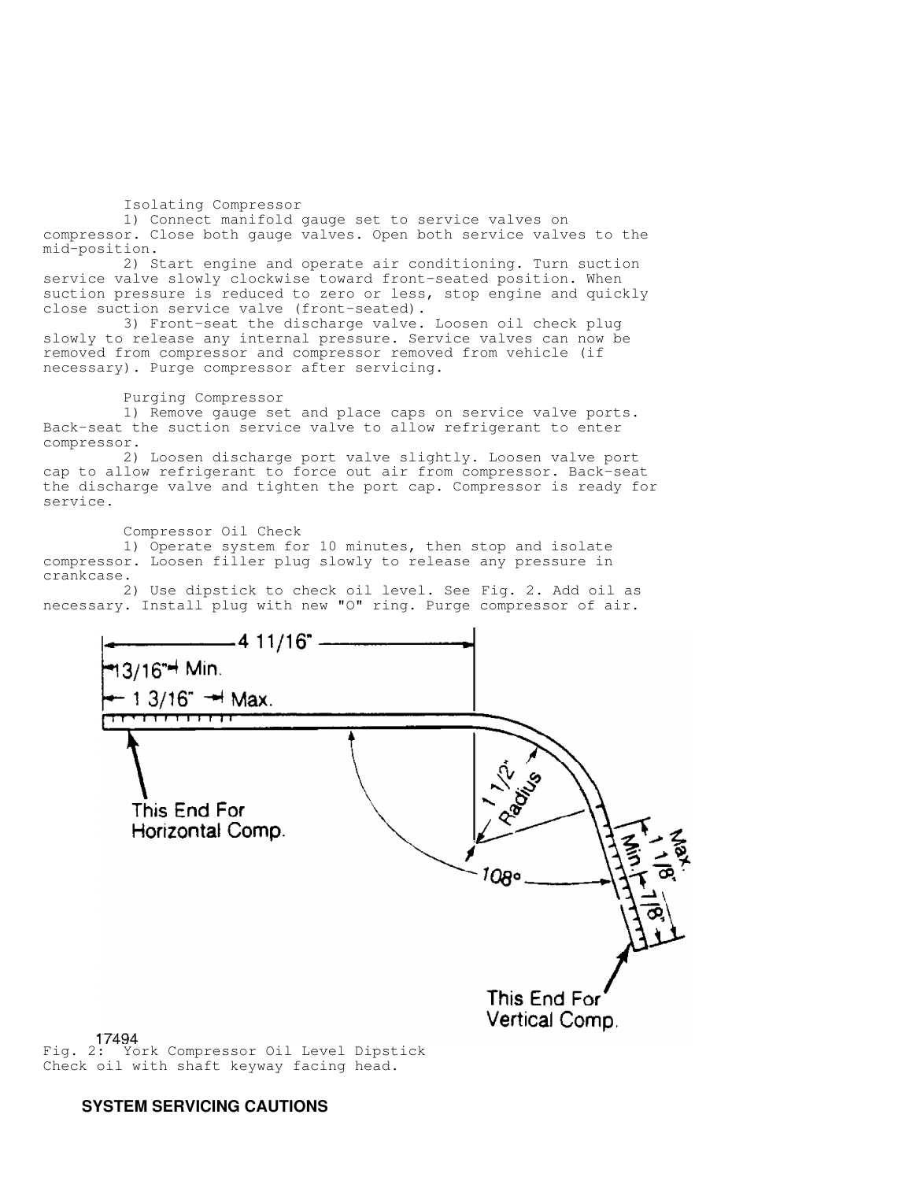### Isolating Compressor

1) Connect manifold gauge set to service valves on compressor. Close both gauge valves. Open both service valves to the mid-position.

2) Start engine and operate air conditioning. Turn suction service valve slowly clockwise toward front-seated position. When suction pressure is reduced to zero or less, stop engine and quickly close suction service valve (front-seated).

3) Front-seat the discharge valve. Loosen oil check plug slowly to release any internal pressure. Service valves can now be removed from compressor and compressor removed from vehicle (if necessary). Purge compressor after servicing.

### Purging Compressor

1) Remove gauge set and place caps on service valve ports. Back-seat the suction service valve to allow refrigerant to enter compressor.

2) Loosen discharge port valve slightly. Loosen valve port cap to allow refrigerant to force out air from compressor. Back-seat the discharge valve and tighten the port cap. Compressor is ready for service.

### Compressor Oil Check

1) Operate system for 10 minutes, then stop and isolate compressor. Loosen filler plug slowly to release any pressure in crankcase.

2) Use dipstick to check oil level. See Fig. 2. Add oil as necessary. Install plug with new "O" ring. Purge compressor of air.

4 11/16"
13/16" Min.
1 3/16" Max.
This End For Horizontal Comp.
1 1/2" Radius
108°
Max. 1 1/8"
Min. 7/8"
This End For Vertical Comp.

17494

Fig. 2: York Compressor Oil Level Dipstick
Check oil with shaft keyway facing head.

## SYSTEM SERVICING CAUTIONS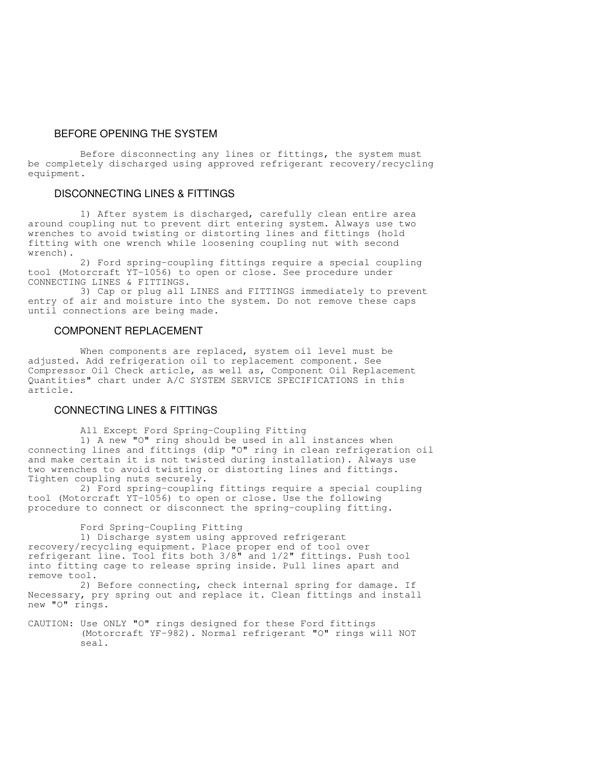## BEFORE OPENING THE SYSTEM

Before disconnecting any lines or fittings, the system must be completely discharged using approved refrigerant recovery/recycling equipment.

## DISCONNECTING LINES & FITTINGS

1) After system is discharged, carefully clean entire area around coupling nut to prevent dirt entering system. Always use two wrenches to avoid twisting or distorting lines and fittings (hold fitting with one wrench while loosening coupling nut with second wrench).

2) Ford spring-coupling fittings require a special coupling tool (Motorcraft YT-1056) to open or close. See procedure under CONNECTING LINES & FITTINGS.

3) Cap or plug all LINES and FITTINGS immediately to prevent entry of air and moisture into the system. Do not remove these caps until connections are being made.

## COMPONENT REPLACEMENT

When components are replaced, system oil level must be adjusted. Add refrigeration oil to replacement component. See Compressor Oil Check article, as well as, Component Oil Replacement Quantities" chart under A/C SYSTEM SERVICE SPECIFICATIONS in this article.

## CONNECTING LINES & FITTINGS

All Except Ford Spring-Coupling Fitting

1) A new "O" ring should be used in all instances when connecting lines and fittings (dip "O" ring in clean refrigeration oil and make certain it is not twisted during installation). Always use two wrenches to avoid twisting or distorting lines and fittings. Tighten coupling nuts securely.

2) Ford spring-coupling fittings require a special coupling tool (Motorcraft YT-1056) to open or close. Use the following procedure to connect or disconnect the spring-coupling fitting.

Ford Spring-Coupling Fitting

1) Discharge system using approved refrigerant recovery/recycling equipment. Place proper end of tool over refrigerant line. Tool fits both 3/8" and 1/2" fittings. Push tool into fitting cage to release spring inside. Pull lines apart and remove tool.

2) Before connecting, check internal spring for damage. If Necessary, pry spring out and replace it. Clean fittings and install new "O" rings.

CAUTION: Use ONLY "O" rings designed for these Ford fittings (Motorcraft YF-982). Normal refrigerant "O" rings will NOT seal.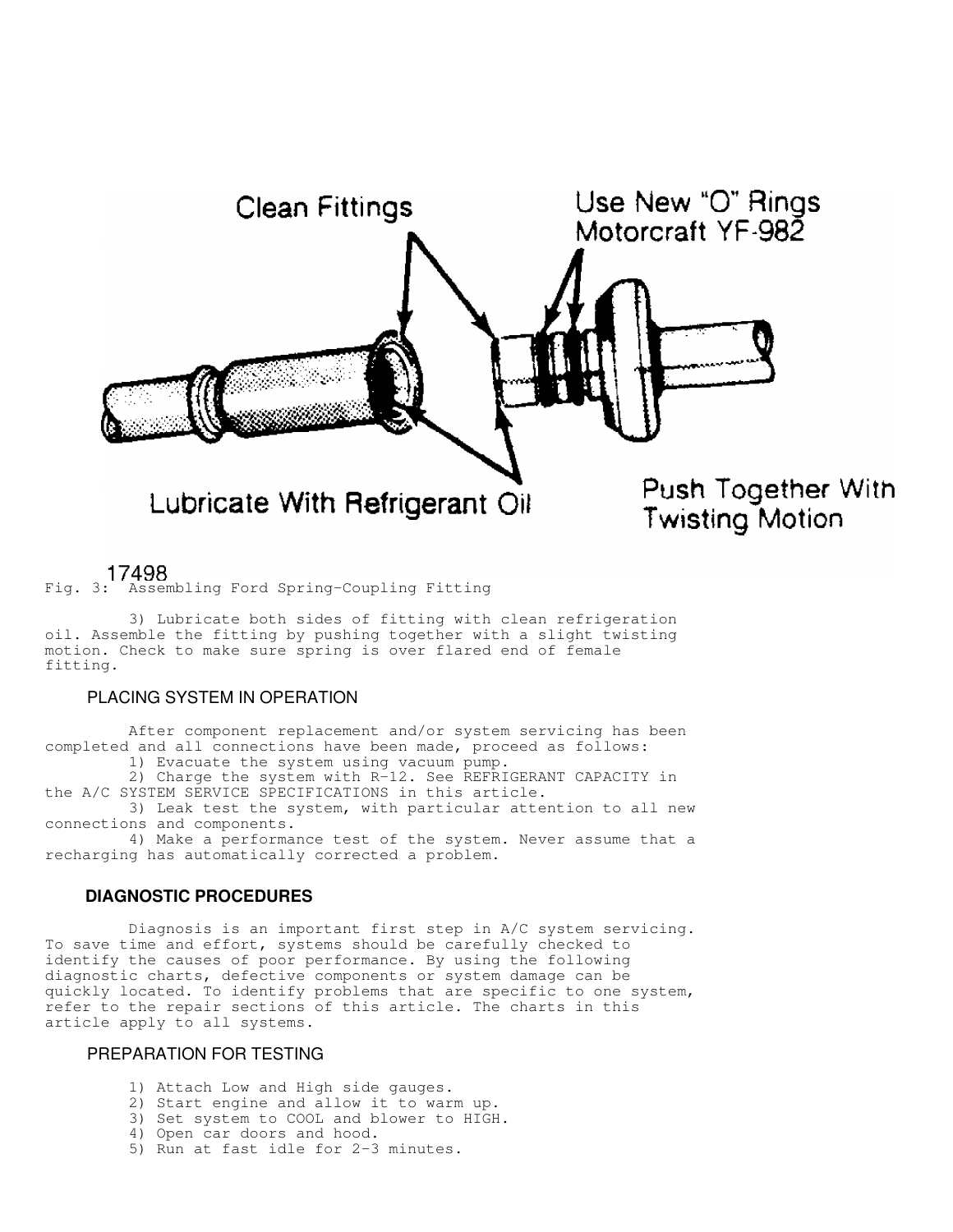Fig. 3: Assembling Ford Spring-Coupling Fitting

3) Lubricate both sides of fitting with clean refrigeration oil. Assemble the fitting by pushing together with a slight twisting motion. Check to make sure spring is over flared end of female fitting.

### PLACING SYSTEM IN OPERATION

After component replacement and/or system servicing has been completed and all connections have been made, proceed as follows:

1) Evacuate the system using vacuum pump.

2) Charge the system with R-12. See REFRIGERANT CAPACITY in the A/C SYSTEM SERVICE SPECIFICATIONS in this article.

3) Leak test the system, with particular attention to all new connections and components.

4) Make a performance test of the system. Never assume that a recharging has automatically corrected a problem.

## DIAGNOSTIC PROCEDURES

Diagnosis is an important first step in A/C system servicing. To save time and effort, systems should be carefully checked to identify the causes of poor performance. By using the following diagnostic charts, defective components or system damage can be quickly located. To identify problems that are specific to one system, refer to the repair sections of this article. The charts in this article apply to all systems.

### PREPARATION FOR TESTING

1) Attach Low and High side gauges.
2) Start engine and allow it to warm up.
3) Set system to COOL and blower to HIGH.
4) Open car doors and hood.
5) Run at fast idle for 2-3 minutes.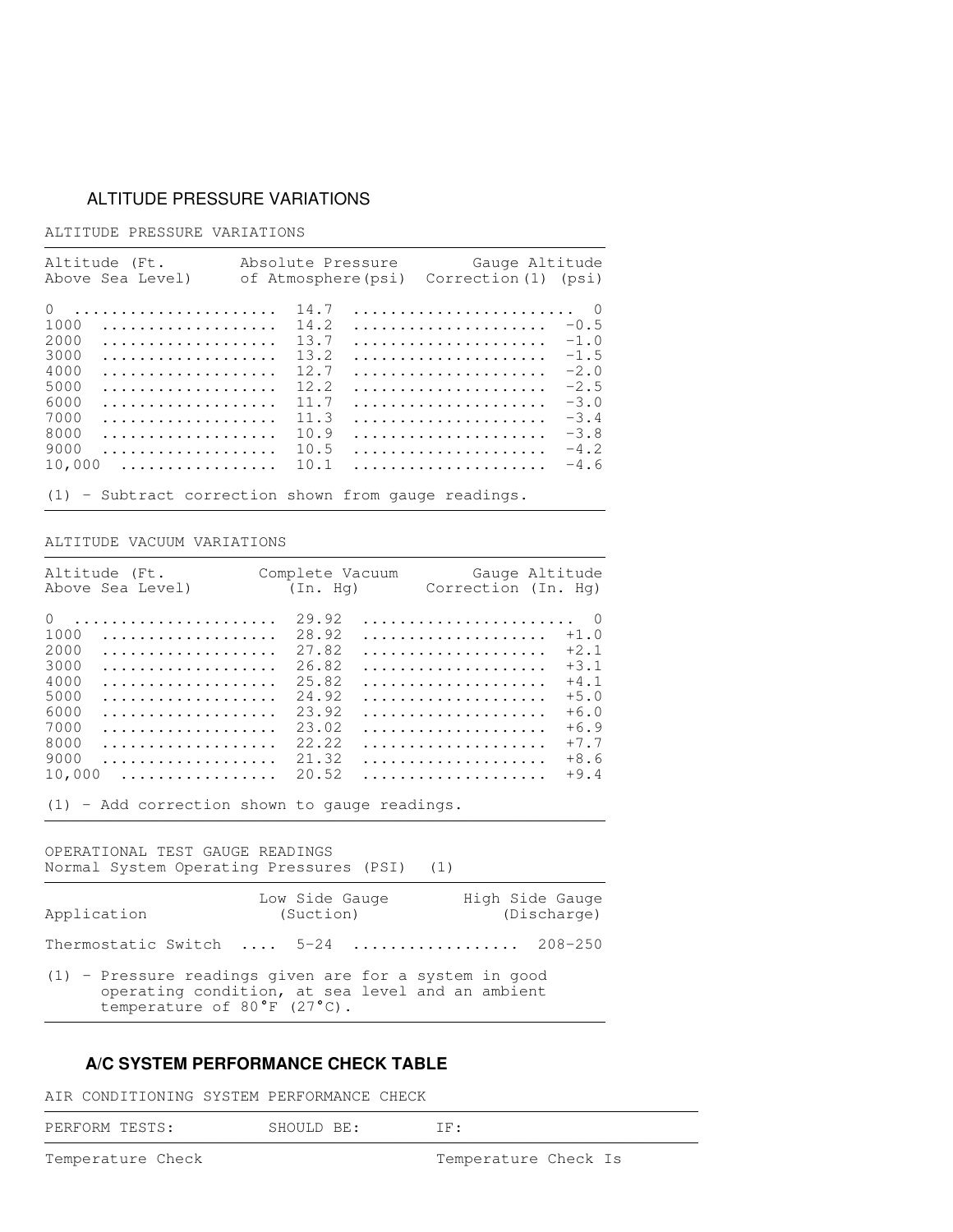## ALTITUDE PRESSURE VARIATIONS

ALTITUDE PRESSURE VARIATIONS

| Altitude (Ft. Above Sea Level) | Absolute Pressure of Atmosphere (psi) | Gauge Altitude Correction (1) (psi) |
|---|---|---|
| 0 | 14.7 | 0 |
| 1000 | 14.2 | -0.5 |
| 2000 | 13.7 | -1.0 |
| 3000 | 13.2 | -1.5 |
| 4000 | 12.7 | -2.0 |
| 5000 | 12.2 | -2.5 |
| 6000 | 11.7 | -3.0 |
| 7000 | 11.3 | -3.4 |
| 8000 | 10.9 | -3.8 |
| 9000 | 10.5 | -4.2 |
| 10,000 | 10.1 | -4.6 |

(1) - Subtract correction shown from gauge readings.

ALTITUDE VACUUM VARIATIONS

| Altitude (Ft. Above Sea Level) | Complete Vacuum (In. Hg) | Gauge Altitude Correction (In. Hg) |
|---|---|---|
| 0 | 29.92 | 0 |
| 1000 | 28.92 | +1.0 |
| 2000 | 27.82 | +2.1 |
| 3000 | 26.82 | +3.1 |
| 4000 | 25.82 | +4.1 |
| 5000 | 24.92 | +5.0 |
| 6000 | 23.92 | +6.0 |
| 7000 | 23.02 | +6.9 |
| 8000 | 22.22 | +7.7 |
| 9000 | 21.32 | +8.6 |
| 10,000 | 20.52 | +9.4 |

(1) - Add correction shown to gauge readings.

OPERATIONAL TEST GAUGE READINGS
Normal System Operating Pressures (PSI) (1)

| Application | Low Side Gauge (Suction) | High Side Gauge (Discharge) |
|---|---|---|
| Thermostatic Switch | 5-24 | 208-250 |

(1) - Pressure readings given are for a system in good operating condition, at sea level and an ambient temperature of 80°F (27°C).

## A/C SYSTEM PERFORMANCE CHECK TABLE

AIR CONDITIONING SYSTEM PERFORMANCE CHECK

| PERFORM TESTS: | SHOULD BE: | IF: |
|---|---|---|
| Temperature Check | | Temperature Check Is |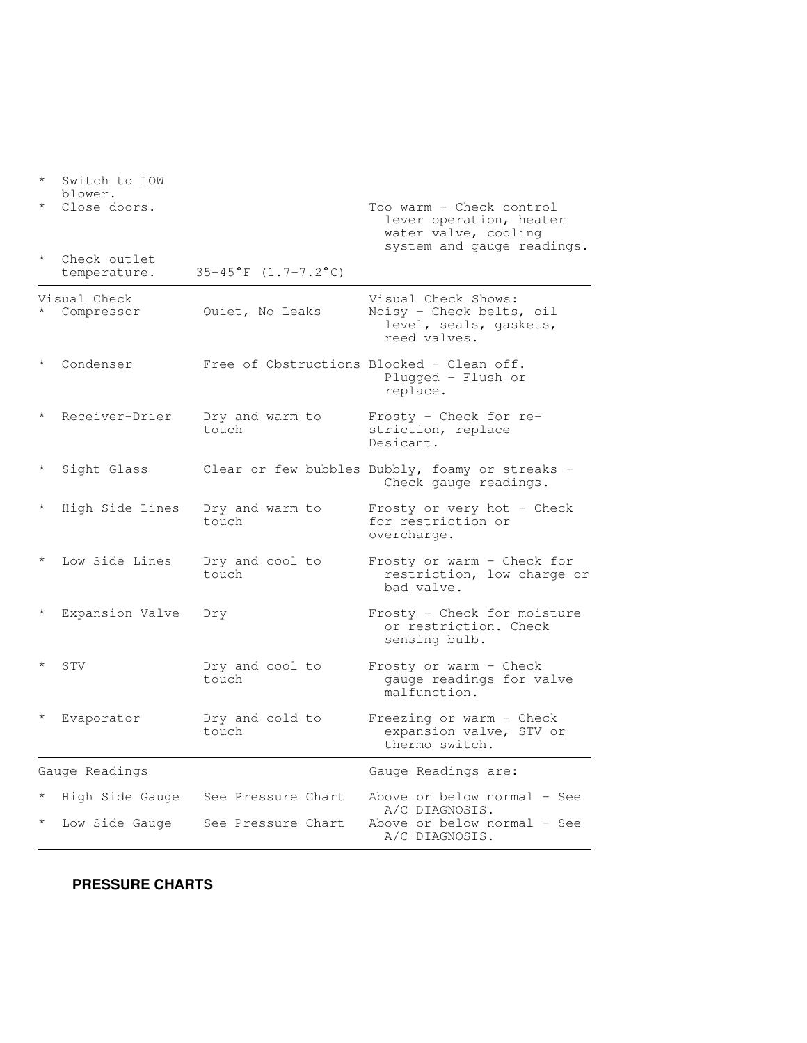| | | |
|---|---|---|
| * Switch to LOW blower. | | |
| * Close doors. | | Too warm - Check control lever operation, heater water valve, cooling system and gauge readings. |
| * Check outlet temperature. | 35-45°F (1.7-7.2°C) | |
| Visual Check | | Visual Check Shows: |
| * Compressor | Quiet, No Leaks | Noisy - Check belts, oil level, seals, gaskets, reed valves. |
| * Condenser | Free of Obstructions | Blocked - Clean off. Plugged - Flush or replace. |
| * Receiver-Drier | Dry and warm to touch | Frosty - Check for re-striction, replace Desicant. |
| * Sight Glass | Clear or few bubbles | Bubbly, foamy or streaks - Check gauge readings. |
| * High Side Lines | Dry and warm to touch | Frosty or very hot - Check for restriction or overcharge. |
| * Low Side Lines | Dry and cool to touch | Frosty or warm - Check for restriction, low charge or bad valve. |
| * Expansion Valve | Dry | Frosty - Check for moisture or restriction. Check sensing bulb. |
| * STV | Dry and cool to touch | Frosty or warm - Check gauge readings for valve malfunction. |
| * Evaporator | Dry and cold to touch | Freezing or warm - Check expansion valve, STV or thermo switch. |
| Gauge Readings | | Gauge Readings are: |
| * High Side Gauge | See Pressure Chart | Above or below normal - See A/C DIAGNOSIS. |
| * Low Side Gauge | See Pressure Chart | Above or below normal - See A/C DIAGNOSIS. |

## PRESSURE CHARTS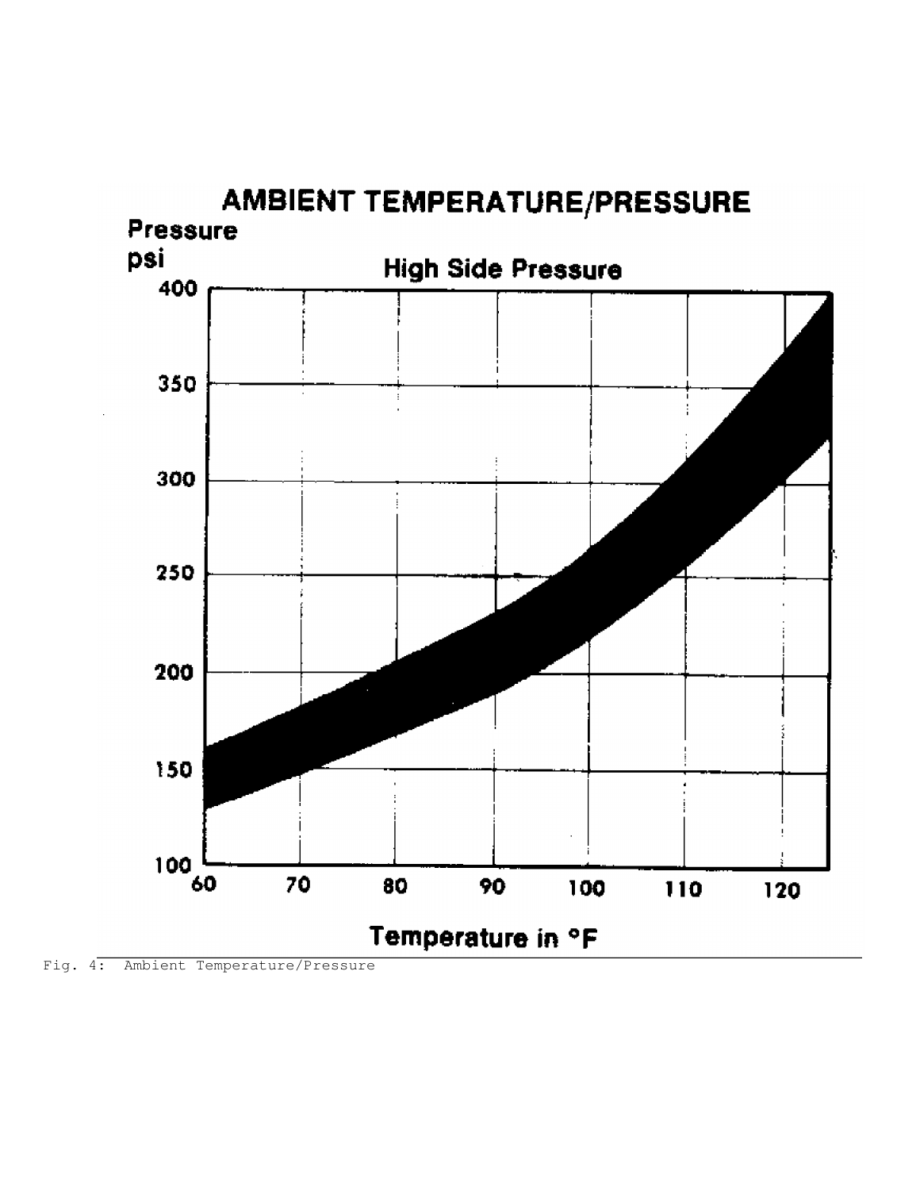## AMBIENT TEMPERATURE/PRESSURE

Pressure psi

High Side Pressure

Temperature in °F

Fig. 4: Ambient Temperature/Pressure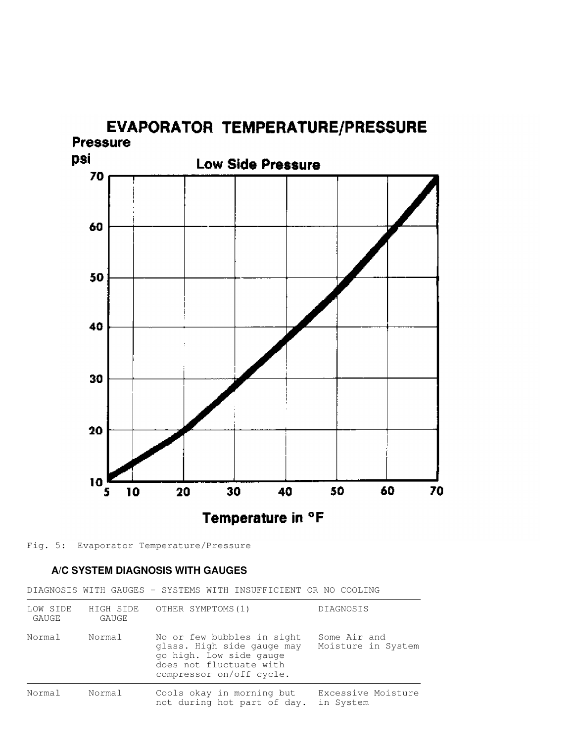Fig. 5: Evaporator Temperature/Pressure

### A/C SYSTEM DIAGNOSIS WITH GAUGES

DIAGNOSIS WITH GAUGES - SYSTEMS WITH INSUFFICIENT OR NO COOLING

| LOW SIDE GAUGE | HIGH SIDE GAUGE | OTHER SYMPTOMS (1) | DIAGNOSIS |
|---|---|---|---|
| Normal | Normal | No or few bubbles in sight glass. High side gauge may go high. Low side gauge does not fluctuate with compressor on/off cycle. | Some Air and Moisture in System |
| Normal | Normal | Cools okay in morning but not during hot part of day. | Excessive Moisture in System |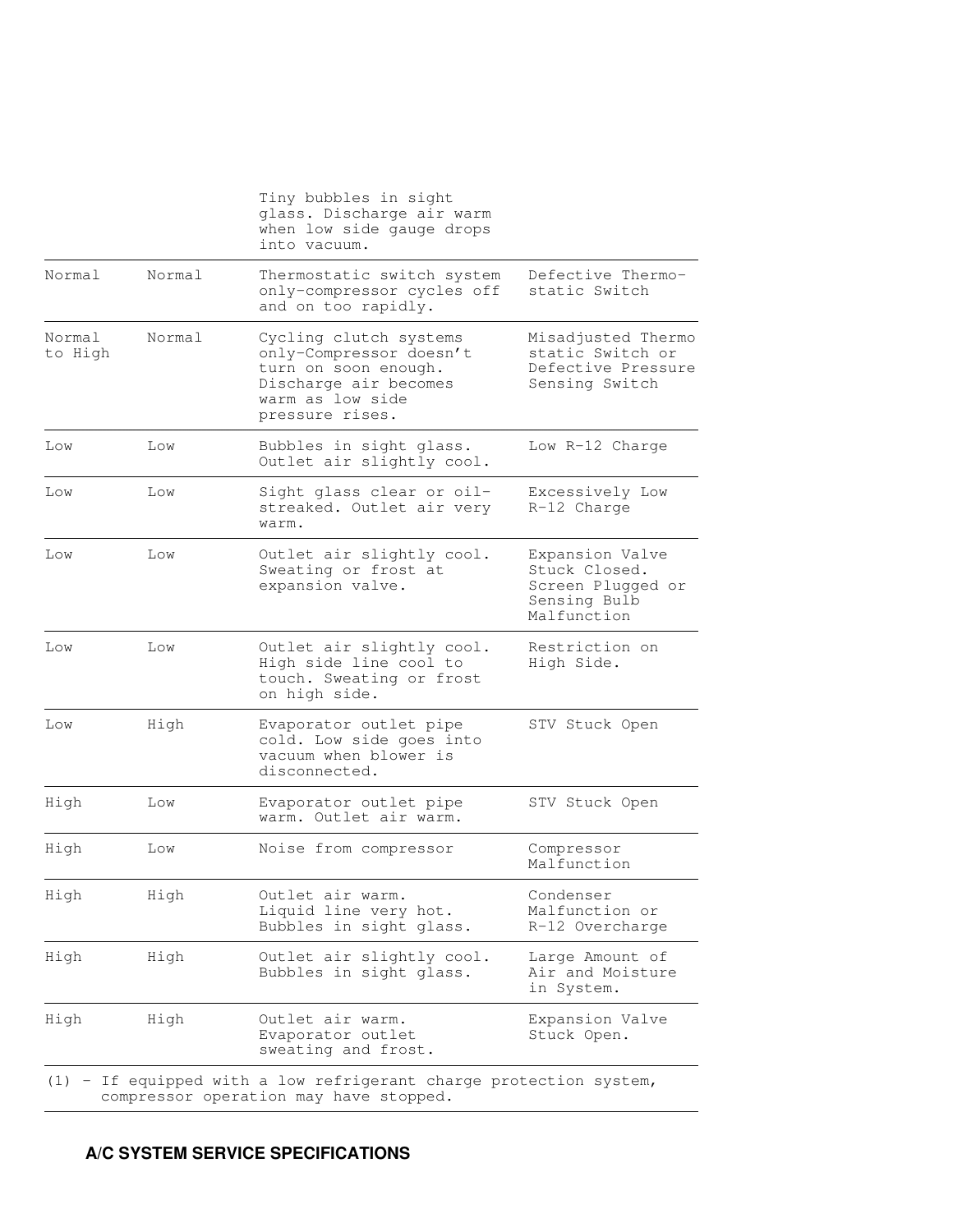| | | | |
|---|---|---|---|
| | | Tiny bubbles in sight glass. Discharge air warm when low side gauge drops into vacuum. | |
| Normal | Normal | Thermostatic switch system only-compressor cycles off and on too rapidly. | Defective Thermo-static Switch |
| Normal to High | Normal | Cycling clutch systems only-Compressor doesn't turn on soon enough. Discharge air becomes warm as low side pressure rises. | Misadjusted Thermo static Switch or Defective Pressure Sensing Switch |
| Low | Low | Bubbles in sight glass. Outlet air slightly cool. | Low R-12 Charge |
| Low | Low | Sight glass clear or oil-streaked. Outlet air very warm. | Excessively Low R-12 Charge |
| Low | Low | Outlet air slightly cool. Sweating or frost at expansion valve. | Expansion Valve Stuck Closed. Screen Plugged or Sensing Bulb Malfunction |
| Low | Low | Outlet air slightly cool. High side line cool to touch. Sweating or frost on high side. | Restriction on High Side. |
| Low | High | Evaporator outlet pipe cold. Low side goes into vacuum when blower is disconnected. | STV Stuck Open |
| High | Low | Evaporator outlet pipe warm. Outlet air warm. | STV Stuck Open |
| High | Low | Noise from compressor | Compressor Malfunction |
| High | High | Outlet air warm. Liquid line very hot. Bubbles in sight glass. | Condenser Malfunction or R-12 Overcharge |
| High | High | Outlet air slightly cool. Bubbles in sight glass. | Large Amount of Air and Moisture in System. |
| High | High | Outlet air warm. Evaporator outlet sweating and frost. | Expansion Valve Stuck Open. |

(1) - If equipped with a low refrigerant charge protection system, compressor operation may have stopped.

**A/C SYSTEM SERVICE SPECIFICATIONS**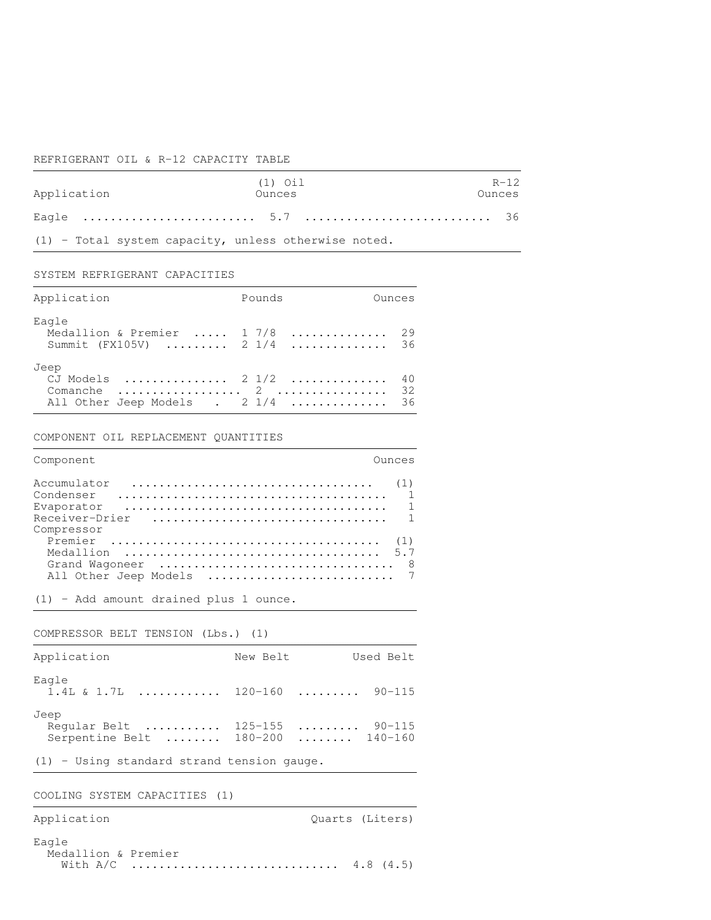REFRIGERANT OIL & R-12 CAPACITY TABLE

| Application | (1) Oil Ounces | R-12 Ounces |
|---|---|---|
| Eagle | 5.7 | 36 |

(1) - Total system capacity, unless otherwise noted.

SYSTEM REFRIGERANT CAPACITIES

| Application | Pounds | Ounces |
|---|---|---|
| Eagle | | |
| Medallion & Premier | 1 7/8 | 29 |
| Summit (FX105V) | 2 1/4 | 36 |
| Jeep | | |
| CJ Models | 2 1/2 | 40 |
| Comanche | 2 | 32 |
| All Other Jeep Models | 2 1/4 | 36 |

COMPONENT OIL REPLACEMENT QUANTITIES

| Component | Ounces |
|---|---|
| Accumulator | (1) |
| Condenser | 1 |
| Evaporator | 1 |
| Receiver-Drier | 1 |
| Compressor | |
| Premier | (1) |
| Medallion | 5.7 |
| Grand Wagoneer | 8 |
| All Other Jeep Models | 7 |

(1) - Add amount drained plus 1 ounce.

COMPRESSOR BELT TENSION (Lbs.) (1)

| Application | New Belt | Used Belt |
|---|---|---|
| Eagle | | |
| 1.4L & 1.7L | 120-160 | 90-115 |
| Jeep | | |
| Regular Belt | 125-155 | 90-115 |
| Serpentine Belt | 180-200 | 140-160 |

(1) - Using standard strand tension gauge.

COOLING SYSTEM CAPACITIES (1)

| Application | Quarts (Liters) |
|---|---|
| Eagle | |
| Medallion & Premier | |
| With A/C | 4.8 (4.5) |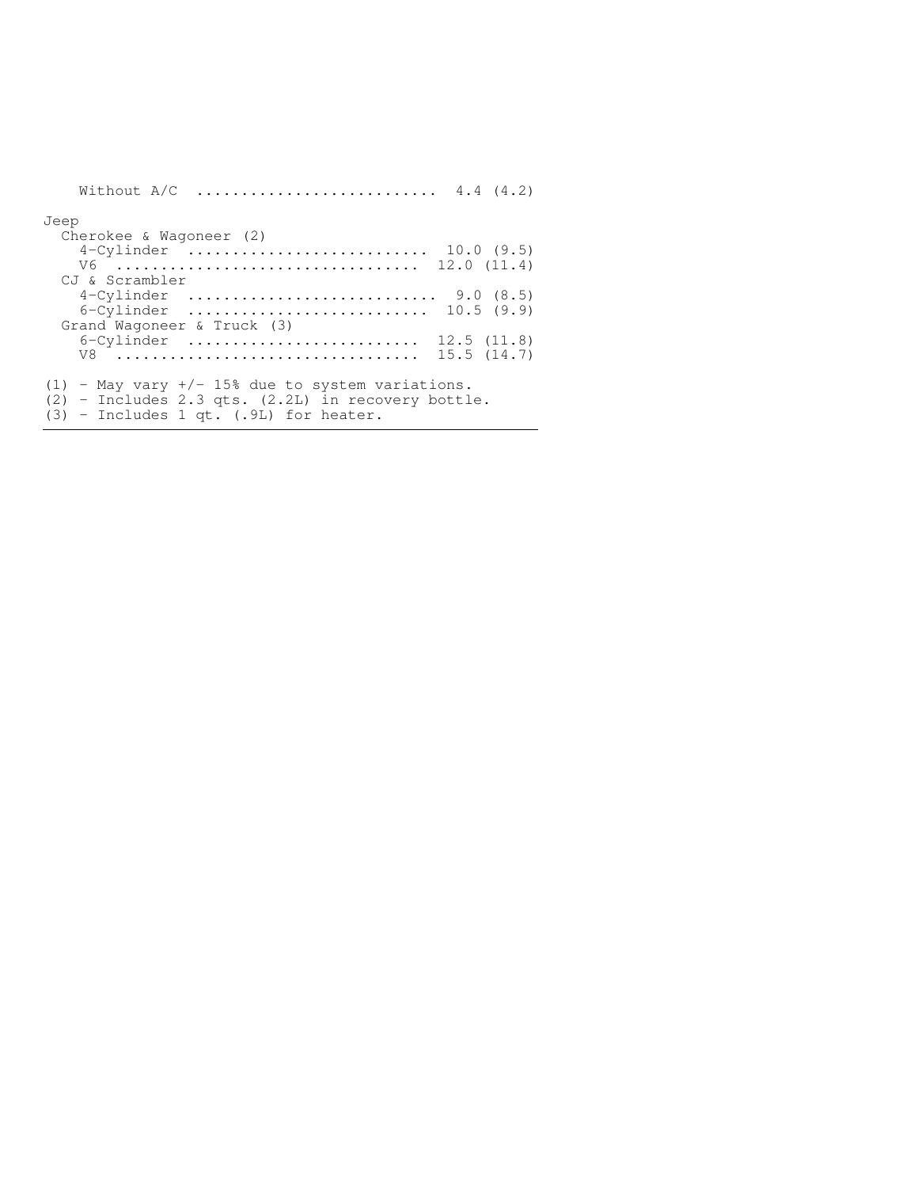| | |
|---|---|
| Without A/C | 4.4 (4.2) |
| Jeep | |
| Cherokee & Wagoneer (2) | |
| 4-Cylinder | 10.0 (9.5) |
| V6 | 12.0 (11.4) |
| CJ & Scrambler | |
| 4-Cylinder | 9.0 (8.5) |
| 6-Cylinder | 10.5 (9.9) |
| Grand Wagoneer & Truck (3) | |
| 6-Cylinder | 12.5 (11.8) |
| V8 | 15.5 (14.7) |

(1) - May vary +/- 15% due to system variations.
(2) - Includes 2.3 qts. (2.2L) in recovery bottle.
(3) - Includes 1 qt. (.9L) for heater.